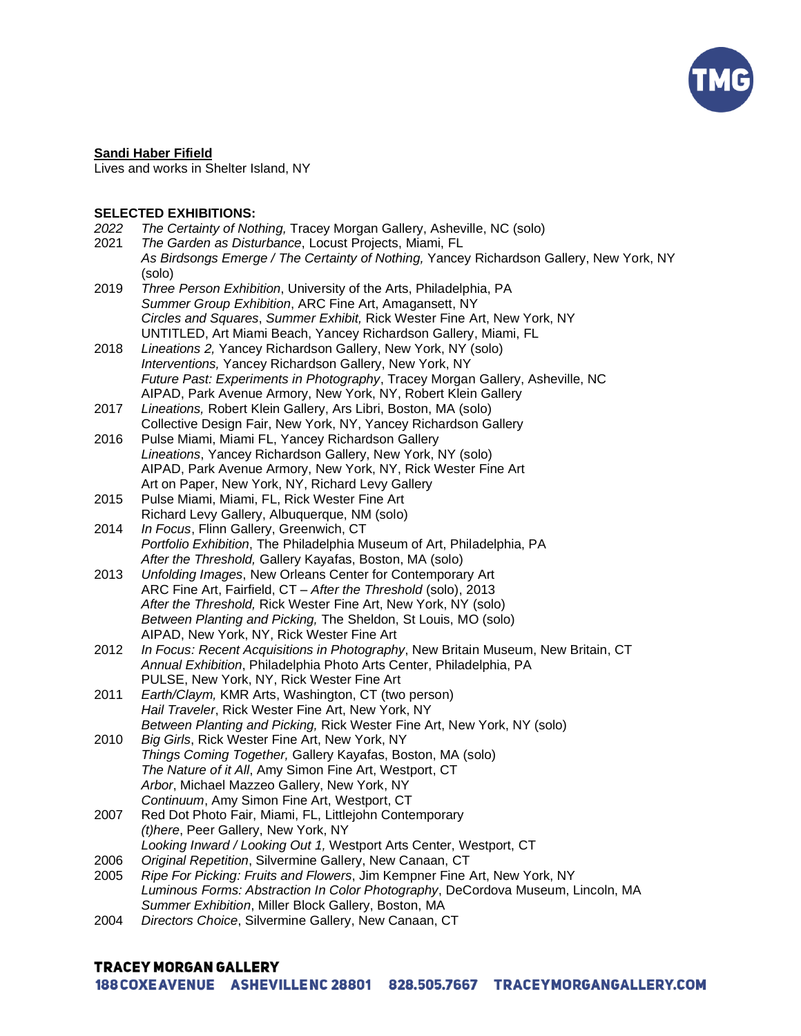**Sandi Haber Fifield**

Lives and works in Shelter Island, NY

**SELECTED EXHIBITIONS:**

*2022* *The Certainty of Nothing,* Tracey Morgan Gallery, Asheville, NC (solo)

2021 *The Garden as Disturbance*, Locust Projects, Miami, FL
*As Birdsongs Emerge / The Certainty of Nothing,* Yancey Richardson Gallery, New York, NY (solo)

2019 *Three Person Exhibition*, University of the Arts, Philadelphia, PA
*Summer Group Exhibition*, ARC Fine Art, Amagansett, NY
*Circles and Squares*, *Summer Exhibit,* Rick Wester Fine Art, New York, NY
UNTITLED, Art Miami Beach, Yancey Richardson Gallery, Miami, FL

2018 *Lineations 2,* Yancey Richardson Gallery, New York, NY (solo)
*Interventions,* Yancey Richardson Gallery, New York, NY
*Future Past: Experiments in Photography*, Tracey Morgan Gallery, Asheville, NC
AIPAD, Park Avenue Armory, New York, NY, Robert Klein Gallery

2017 *Lineations,* Robert Klein Gallery, Ars Libri, Boston, MA (solo)
Collective Design Fair, New York, NY, Yancey Richardson Gallery

2016 Pulse Miami, Miami FL, Yancey Richardson Gallery
*Lineations*, Yancey Richardson Gallery, New York, NY (solo)
AIPAD, Park Avenue Armory, New York, NY, Rick Wester Fine Art
Art on Paper, New York, NY, Richard Levy Gallery

2015 Pulse Miami, Miami, FL, Rick Wester Fine Art
Richard Levy Gallery, Albuquerque, NM (solo)

2014 *In Focus*, Flinn Gallery, Greenwich, CT
*Portfolio Exhibition*, The Philadelphia Museum of Art, Philadelphia, PA
*After the Threshold,* Gallery Kayafas, Boston, MA (solo)

2013 *Unfolding Images*, New Orleans Center for Contemporary Art
ARC Fine Art, Fairfield, CT – *After the Threshold* (solo), 2013
*After the Threshold,* Rick Wester Fine Art, New York, NY (solo)
*Between Planting and Picking,* The Sheldon, St Louis, MO (solo)
AIPAD, New York, NY, Rick Wester Fine Art

2012 *In Focus: Recent Acquisitions in Photography*, New Britain Museum, New Britain, CT
*Annual Exhibition*, Philadelphia Photo Arts Center, Philadelphia, PA
PULSE, New York, NY, Rick Wester Fine Art

2011 *Earth/Claym,* KMR Arts, Washington, CT (two person)
*Hail Traveler*, Rick Wester Fine Art, New York, NY
*Between Planting and Picking,* Rick Wester Fine Art, New York, NY (solo)

2010 *Big Girls*, Rick Wester Fine Art, New York, NY
*Things Coming Together,* Gallery Kayafas, Boston, MA (solo)
*The Nature of it All*, Amy Simon Fine Art, Westport, CT
*Arbor*, Michael Mazzeo Gallery, New York, NY
*Continuum*, Amy Simon Fine Art, Westport, CT

2007 Red Dot Photo Fair, Miami, FL, Littlejohn Contemporary
*(t)here*, Peer Gallery, New York, NY
*Looking Inward / Looking Out 1,* Westport Arts Center, Westport, CT

2006 *Original Repetition*, Silvermine Gallery, New Canaan, CT

2005 *Ripe For Picking: Fruits and Flowers*, Jim Kempner Fine Art, New York, NY
*Luminous Forms: Abstraction In Color Photography*, DeCordova Museum, Lincoln, MA
*Summer Exhibition*, Miller Block Gallery, Boston, MA

2004 *Directors Choice*, Silvermine Gallery, New Canaan, CT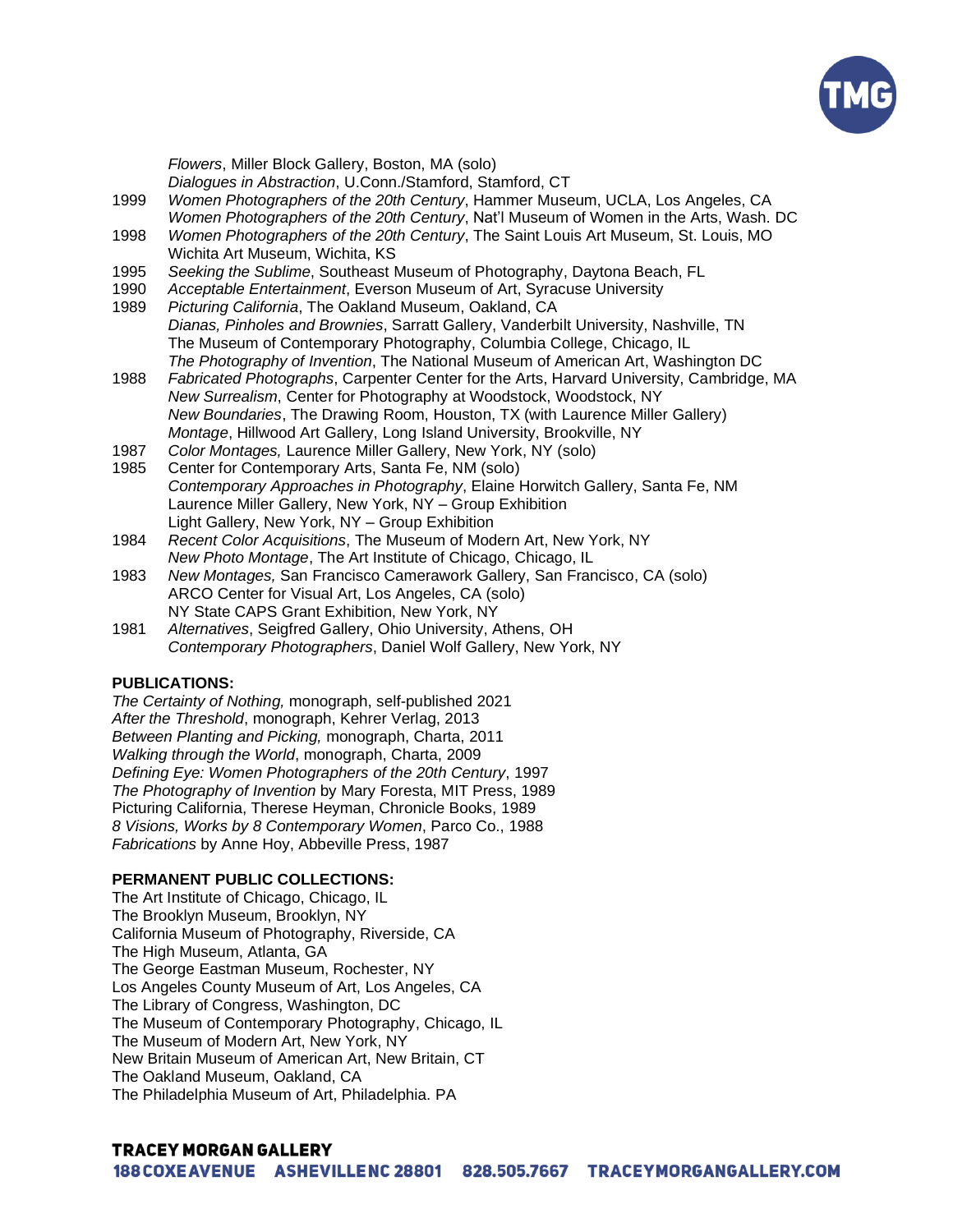*Flowers*, Miller Block Gallery, Boston, MA (solo)
*Dialogues in Abstraction*, U.Conn./Stamford, Stamford, CT

1999 *Women Photographers of the 20th Century*, Hammer Museum, UCLA, Los Angeles, CA
*Women Photographers of the 20th Century*, Nat'l Museum of Women in the Arts, Wash. DC

1998 *Women Photographers of the 20th Century*, The Saint Louis Art Museum, St. Louis, MO
Wichita Art Museum, Wichita, KS

1995 *Seeking the Sublime*, Southeast Museum of Photography, Daytona Beach, FL

1990 *Acceptable Entertainment*, Everson Museum of Art, Syracuse University

1989 *Picturing California*, The Oakland Museum, Oakland, CA
*Dianas, Pinholes and Brownies*, Sarratt Gallery, Vanderbilt University, Nashville, TN
The Museum of Contemporary Photography, Columbia College, Chicago, IL
*The Photography of Invention*, The National Museum of American Art, Washington DC

1988 *Fabricated Photographs*, Carpenter Center for the Arts, Harvard University, Cambridge, MA
*New Surrealism*, Center for Photography at Woodstock, Woodstock, NY
*New Boundaries*, The Drawing Room, Houston, TX (with Laurence Miller Gallery)
*Montage*, Hillwood Art Gallery, Long Island University, Brookville, NY

1987 *Color Montages,* Laurence Miller Gallery, New York, NY (solo)

1985 Center for Contemporary Arts, Santa Fe, NM (solo)
*Contemporary Approaches in Photography*, Elaine Horwitch Gallery, Santa Fe, NM
Laurence Miller Gallery, New York, NY – Group Exhibition
Light Gallery, New York, NY – Group Exhibition

1984 *Recent Color Acquisitions*, The Museum of Modern Art, New York, NY
*New Photo Montage*, The Art Institute of Chicago, Chicago, IL

1983 *New Montages,* San Francisco Camerawork Gallery, San Francisco, CA (solo)
ARCO Center for Visual Art, Los Angeles, CA (solo)
NY State CAPS Grant Exhibition, New York, NY

1981 *Alternatives*, Seigfred Gallery, Ohio University, Athens, OH
*Contemporary Photographers*, Daniel Wolf Gallery, New York, NY

**PUBLICATIONS:**

*The Certainty of Nothing,* monograph, self-published 2021
*After the Threshold*, monograph, Kehrer Verlag, 2013
*Between Planting and Picking,* monograph, Charta, 2011
*Walking through the World*, monograph, Charta, 2009
*Defining Eye: Women Photographers of the 20th Century*, 1997
*The Photography of Invention* by Mary Foresta, MIT Press, 1989
Picturing California, Therese Heyman, Chronicle Books, 1989
*8 Visions, Works by 8 Contemporary Women*, Parco Co., 1988
*Fabrications* by Anne Hoy, Abbeville Press, 1987

**PERMANENT PUBLIC COLLECTIONS:**

The Art Institute of Chicago, Chicago, IL
The Brooklyn Museum, Brooklyn, NY
California Museum of Photography, Riverside, CA
The High Museum, Atlanta, GA
The George Eastman Museum, Rochester, NY
Los Angeles County Museum of Art, Los Angeles, CA
The Library of Congress, Washington, DC
The Museum of Contemporary Photography, Chicago, IL
The Museum of Modern Art, New York, NY
New Britain Museum of American Art, New Britain, CT
The Oakland Museum, Oakland, CA
The Philadelphia Museum of Art, Philadelphia. PA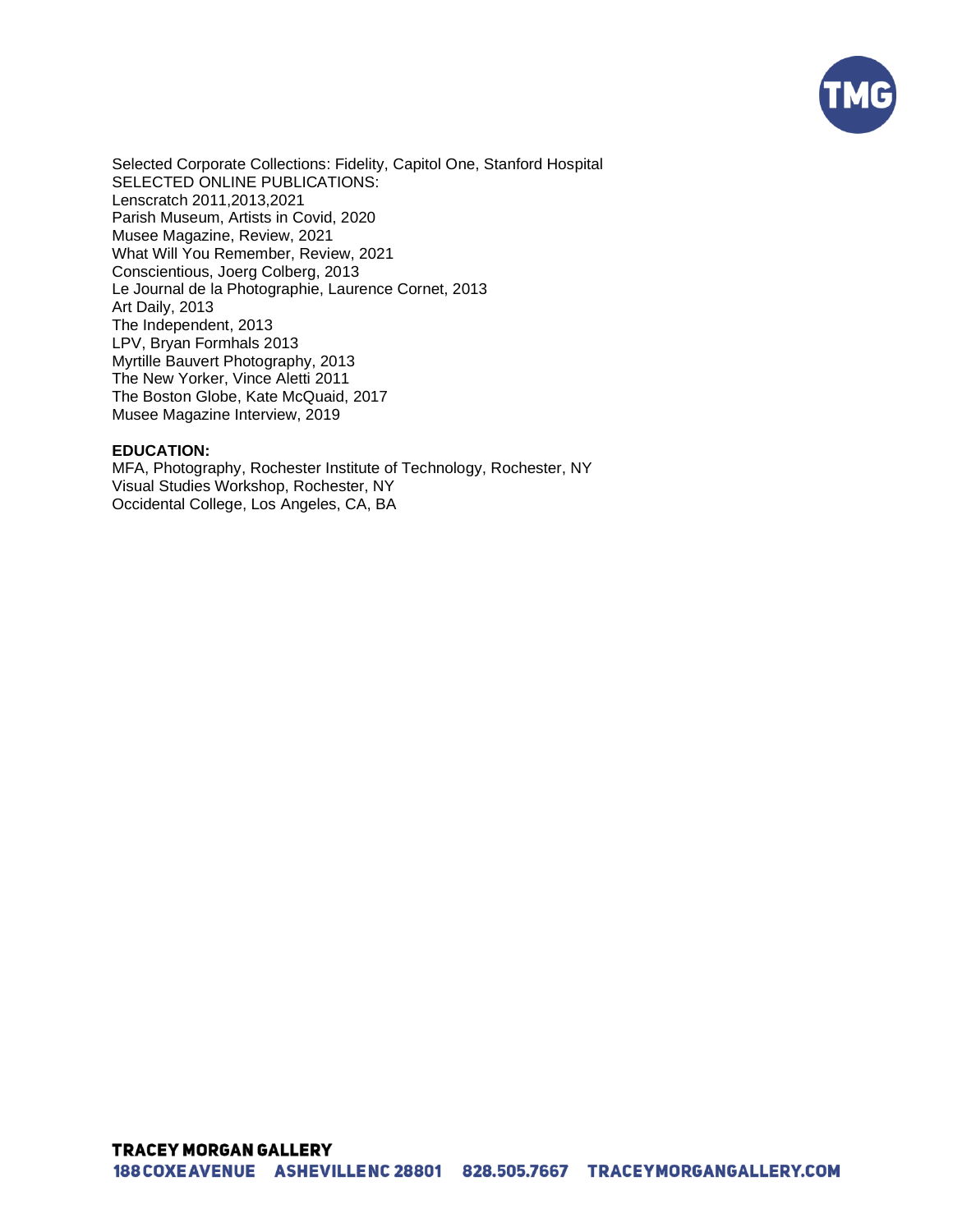Selected Corporate Collections: Fidelity, Capitol One, Stanford Hospital

SELECTED ONLINE PUBLICATIONS:

Lenscratch 2011,2013,2021
Parish Museum, Artists in Covid, 2020
Musee Magazine, Review, 2021
What Will You Remember, Review, 2021
Conscientious, Joerg Colberg, 2013
Le Journal de la Photographie, Laurence Cornet, 2013
Art Daily, 2013
The Independent, 2013
LPV, Bryan Formhals 2013
Myrtille Bauvert Photography, 2013
The New Yorker, Vince Aletti 2011
The Boston Globe, Kate McQuaid, 2017
Musee Magazine Interview, 2019

**EDUCATION:**

MFA, Photography, Rochester Institute of Technology, Rochester, NY
Visual Studies Workshop, Rochester, NY
Occidental College, Los Angeles, CA, BA